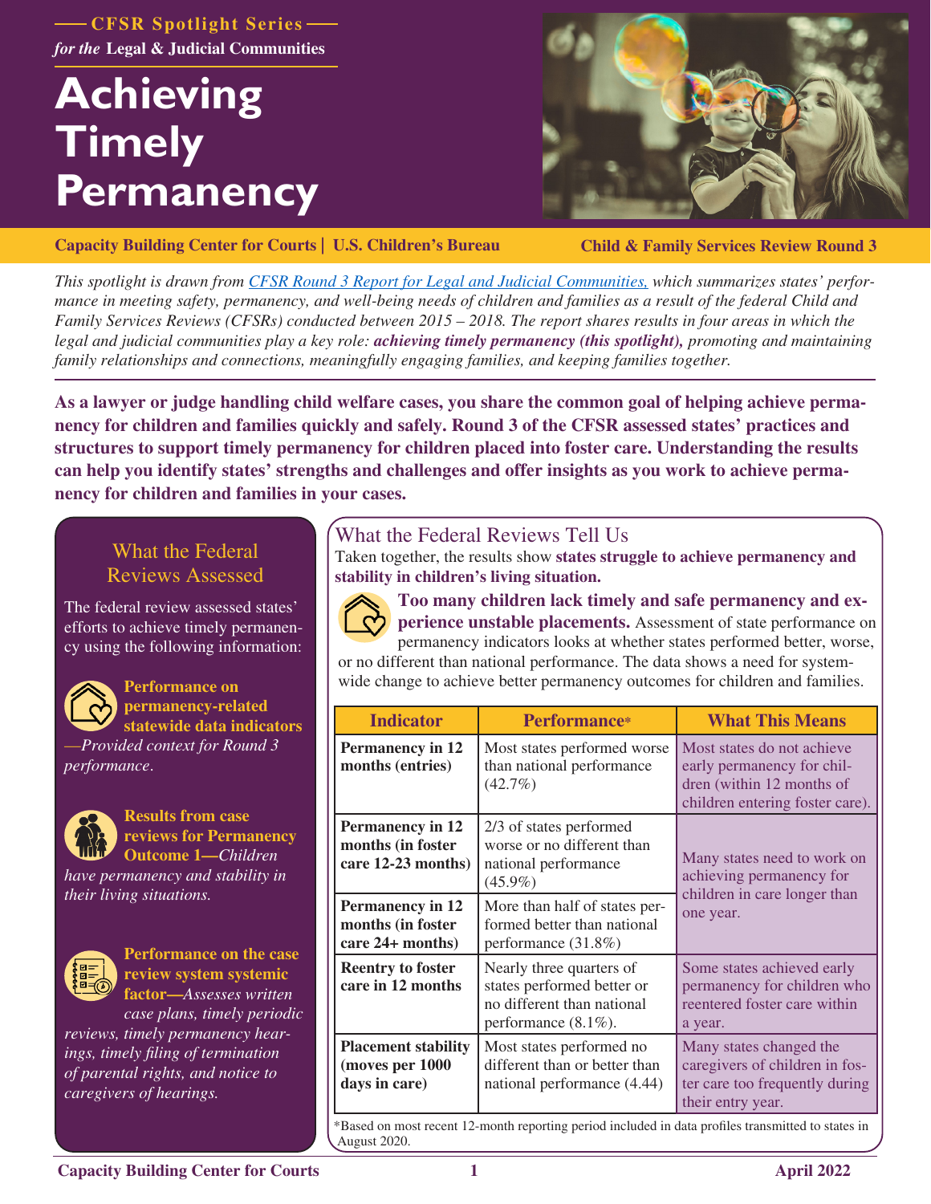— CFSR Spotlight Series —

*for the* **Legal & Judicial Communities**

# Achieving Timely Permanency

**Capacity Building Center for Courts | U.S. Children's Bureau** **Child & Family Services Review Round 3**

*This spotlight is drawn from [CFSR Round 3 Report for Legal and Judicial Communities,](#) which summarizes states' performance in meeting safety, permanency, and well-being needs of children and families as a result of the federal Child and Family Services Reviews (CFSRs) conducted between 2015 – 2018. The report shares results in four areas in which the legal and judicial communities play a key role:* ***achieving timely permanency (this spotlight),*** *promoting and maintaining family relationships and connections, meaningfully engaging families, and keeping families together.*

**As a lawyer or judge handling child welfare cases, you share the common goal of helping achieve permanency for children and families quickly and safely. Round 3 of the CFSR assessed states' practices and structures to support timely permanency for children placed into foster care. Understanding the results can help you identify states' strengths and challenges and offer insights as you work to achieve permanency for children and families in your cases.**

## What the Federal Reviews Assessed

The federal review assessed states' efforts to achieve timely permanency using the following information:

**Performance on permanency-related statewide data indicators***—Provided context for Round 3 performance.*

**Results from case reviews for Permanency Outcome 1—***Children have permanency and stability in their living situations.*

**Performance on the case review system systemic factor—***Assesses written case plans, timely periodic reviews, timely permanency hearings, timely filing of termination of parental rights, and notice to caregivers of hearings.*

## What the Federal Reviews Tell Us

Taken together, the results show **states struggle to achieve permanency and stability in children's living situation.**

**Too many children lack timely and safe permanency and experience unstable placements.** Assessment of state performance on permanency indicators looks at whether states performed better, worse, or no different than national performance. The data shows a need for system-wide change to achieve better permanency outcomes for children and families.

| Indicator | Performance* | What This Means |
|---|---|---|
| **Permanency in 12 months (entries)** | Most states performed worse than national performance (42.7%) | Most states do not achieve early permanency for children (within 12 months of children entering foster care). |
| **Permanency in 12 months (in foster care 12-23 months)** | 2/3 of states performed worse or no different than national performance (45.9%) | Many states need to work on achieving permanency for children in care longer than one year. |
| **Permanency in 12 months (in foster care 24+ months)** | More than half of states performed better than national performance (31.8%) | |
| **Reentry to foster care in 12 months** | Nearly three quarters of states performed better or no different than national performance (8.1%). | Some states achieved early permanency for children who reentered foster care within a year. |
| **Placement stability (moves per 1000 days in care)** | Most states performed no different than or better than national performance (4.44) | Many states changed the caregivers of children in foster care too frequently during their entry year. |

*Based on most recent 12-month reporting period included in data profiles transmitted to states in August 2020.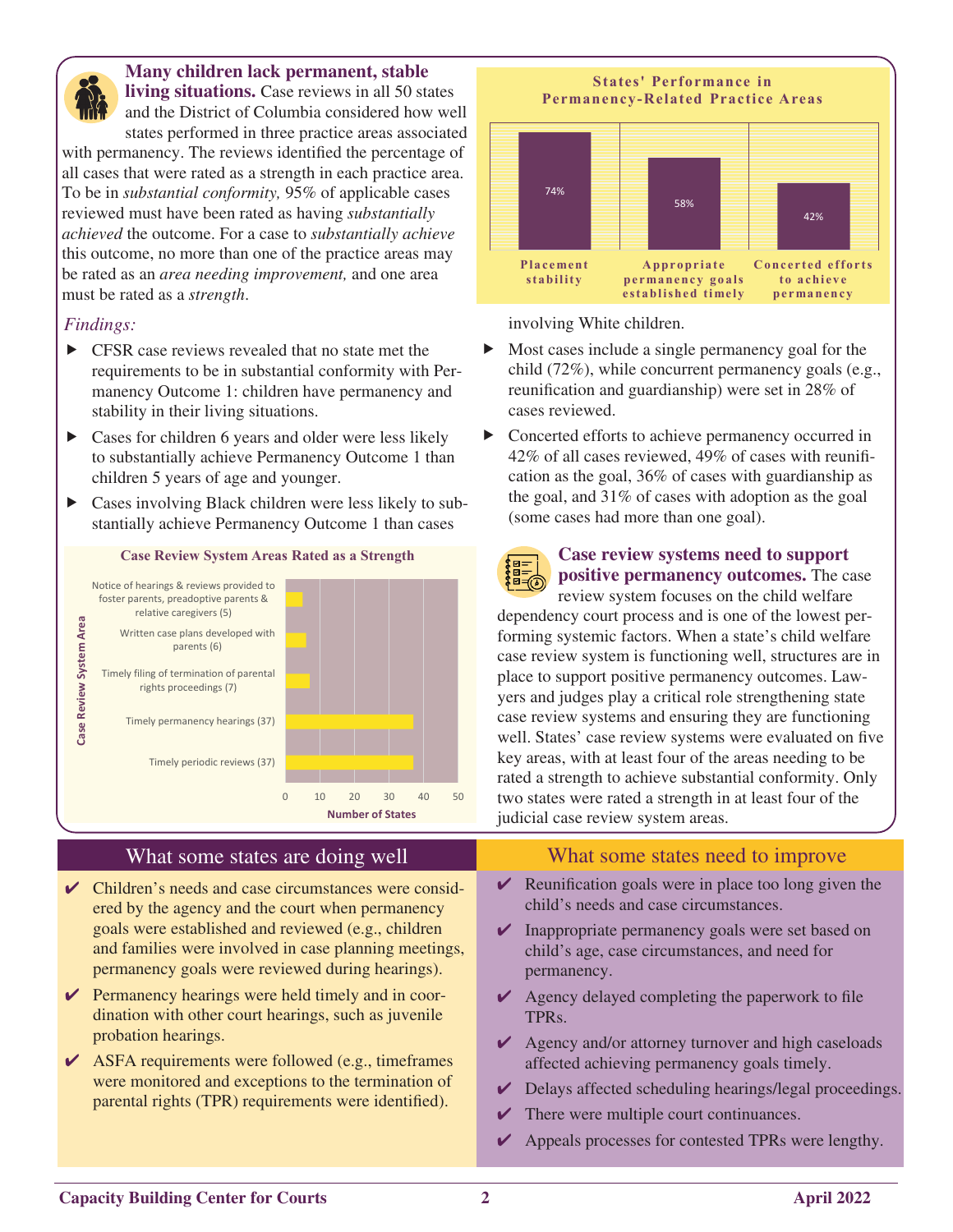**Many children lack permanent, stable living situations.** Case reviews in all 50 states and the District of Columbia considered how well states performed in three practice areas associated with permanency. The reviews identified the percentage of all cases that were rated as a strength in each practice area. To be in *substantial conformity,* 95% of applicable cases reviewed must have been rated as having *substantially achieved* the outcome. For a case to *substantially achieve* this outcome, no more than one of the practice areas may be rated as an *area needing improvement,* and one area must be rated as a *strength*.

*Findings:*

- CFSR case reviews revealed that no state met the requirements to be in substantial conformity with Permanency Outcome 1: children have permanency and stability in their living situations.
- Cases for children 6 years and older were less likely to substantially achieve Permanency Outcome 1 than children 5 years of age and younger.
- Cases involving Black children were less likely to substantially achieve Permanency Outcome 1 than cases involving White children.
- Most cases include a single permanency goal for the child (72%), while concurrent permanency goals (e.g., reunification and guardianship) were set in 28% of cases reviewed.
- Concerted efforts to achieve permanency occurred in 42% of all cases reviewed, 49% of cases with reunification as the goal, 36% of cases with guardianship as the goal, and 31% of cases with adoption as the goal (some cases had more than one goal).

**States' Performance in Permanency-Related Practice Areas**

| Practice Area | Percentage |
|---|---|
| Placement stability | 74% |
| Appropriate permanency goals established timely | 58% |
| Concerted efforts to achieve permanency | 42% |

**Case Review System Areas Rated as a Strength**

| Case Review System Area | Number of States |
|---|---|
| Notice of hearings & reviews provided to foster parents, preadoptive parents & relative caregivers | 5 |
| Written case plans developed with parents | 6 |
| Timely filing of termination of parental rights proceedings | 7 |
| Timely permanency hearings | 37 |
| Timely periodic reviews | 37 |

**Case review systems need to support positive permanency outcomes.** The case review system focuses on the child welfare dependency court process and is one of the lowest performing systemic factors. When a state's child welfare case review system is functioning well, structures are in place to support positive permanency outcomes. Lawyers and judges play a critical role strengthening state case review systems and ensuring they are functioning well. States' case review systems were evaluated on five key areas, with at least four of the areas needing to be rated a strength to achieve substantial conformity. Only two states were rated a strength in at least four of the judicial case review system areas.

## What some states are doing well

- ✔ Children's needs and case circumstances were considered by the agency and the court when permanency goals were established and reviewed (e.g., children and families were involved in case planning meetings, permanency goals were reviewed during hearings).
- ✔ Permanency hearings were held timely and in coordination with other court hearings, such as juvenile probation hearings.
- ✔ ASFA requirements were followed (e.g., timeframes were monitored and exceptions to the termination of parental rights (TPR) requirements were identified).

## What some states need to improve

- ✔ Reunification goals were in place too long given the child's needs and case circumstances.
- ✔ Inappropriate permanency goals were set based on child's age, case circumstances, and need for permanency.
- ✔ Agency delayed completing the paperwork to file TPRs.
- ✔ Agency and/or attorney turnover and high caseloads affected achieving permanency goals timely.
- ✔ Delays affected scheduling hearings/legal proceedings.
- ✔ There were multiple court continuances.
- ✔ Appeals processes for contested TPRs were lengthy.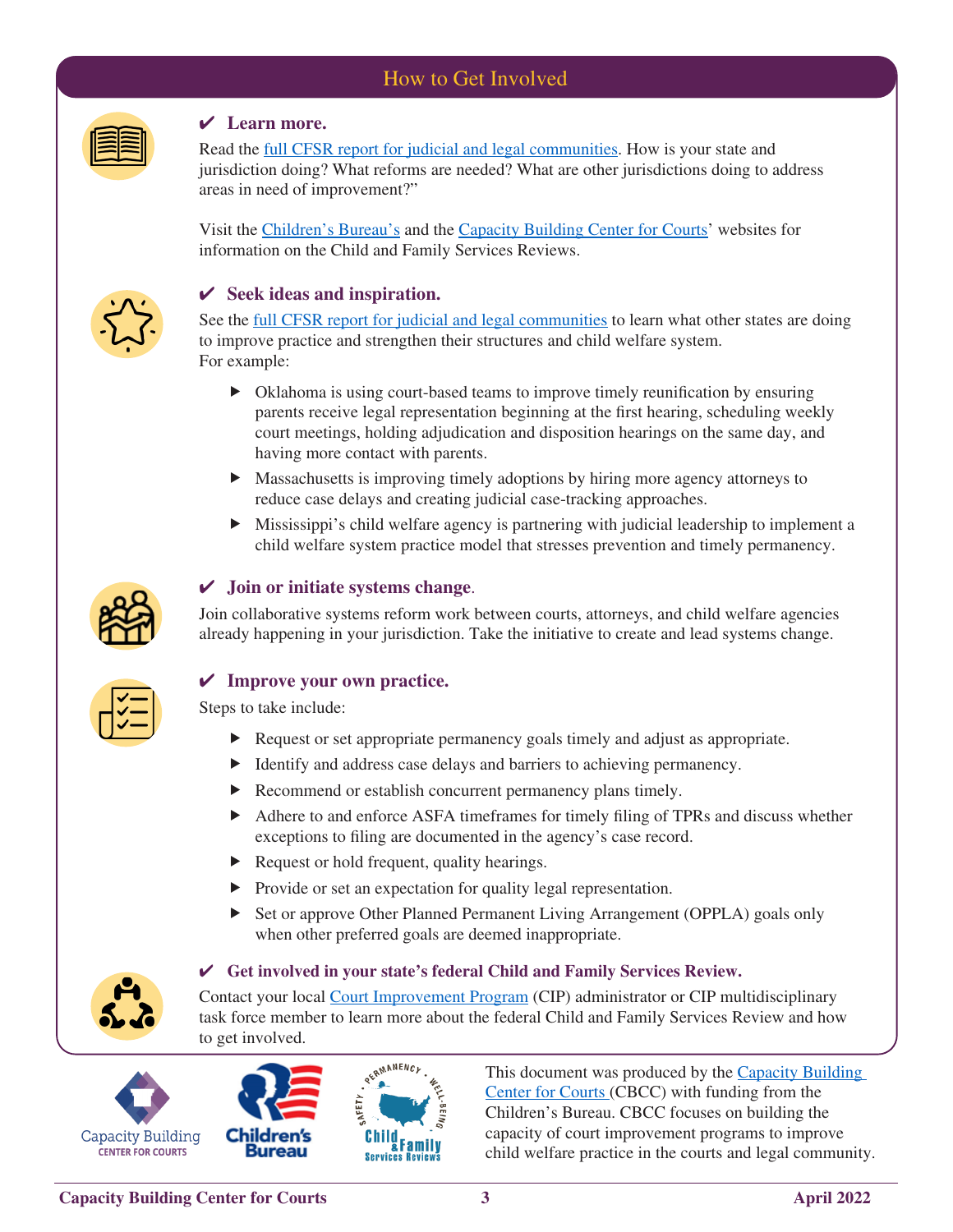## How to Get Involved

### ✔ Learn more.

Read the full CFSR report for judicial and legal communities. How is your state and jurisdiction doing? What reforms are needed? What are other jurisdictions doing to address areas in need of improvement?"

Visit the Children's Bureau's and the Capacity Building Center for Courts' websites for information on the Child and Family Services Reviews.

### ✔ Seek ideas and inspiration.

See the full CFSR report for judicial and legal communities to learn what other states are doing to improve practice and strengthen their structures and child welfare system.
For example:

- Oklahoma is using court-based teams to improve timely reunification by ensuring parents receive legal representation beginning at the first hearing, scheduling weekly court meetings, holding adjudication and disposition hearings on the same day, and having more contact with parents.
- Massachusetts is improving timely adoptions by hiring more agency attorneys to reduce case delays and creating judicial case-tracking approaches.
- Mississippi's child welfare agency is partnering with judicial leadership to implement a child welfare system practice model that stresses prevention and timely permanency.

### ✔ Join or initiate systems change.

Join collaborative systems reform work between courts, attorneys, and child welfare agencies already happening in your jurisdiction. Take the initiative to create and lead systems change.

### ✔ Improve your own practice.

Steps to take include:

- Request or set appropriate permanency goals timely and adjust as appropriate.
- Identify and address case delays and barriers to achieving permanency.
- Recommend or establish concurrent permanency plans timely.
- Adhere to and enforce ASFA timeframes for timely filing of TPRs and discuss whether exceptions to filing are documented in the agency's case record.
- Request or hold frequent, quality hearings.
- Provide or set an expectation for quality legal representation.
- Set or approve Other Planned Permanent Living Arrangement (OPPLA) goals only when other preferred goals are deemed inappropriate.

### ✔ Get involved in your state's federal Child and Family Services Review.

Contact your local Court Improvement Program (CIP) administrator or CIP multidisciplinary task force member to learn more about the federal Child and Family Services Review and how to get involved.

This document was produced by the Capacity Building Center for Courts (CBCC) with funding from the Children's Bureau. CBCC focuses on building the capacity of court improvement programs to improve child welfare practice in the courts and legal community.